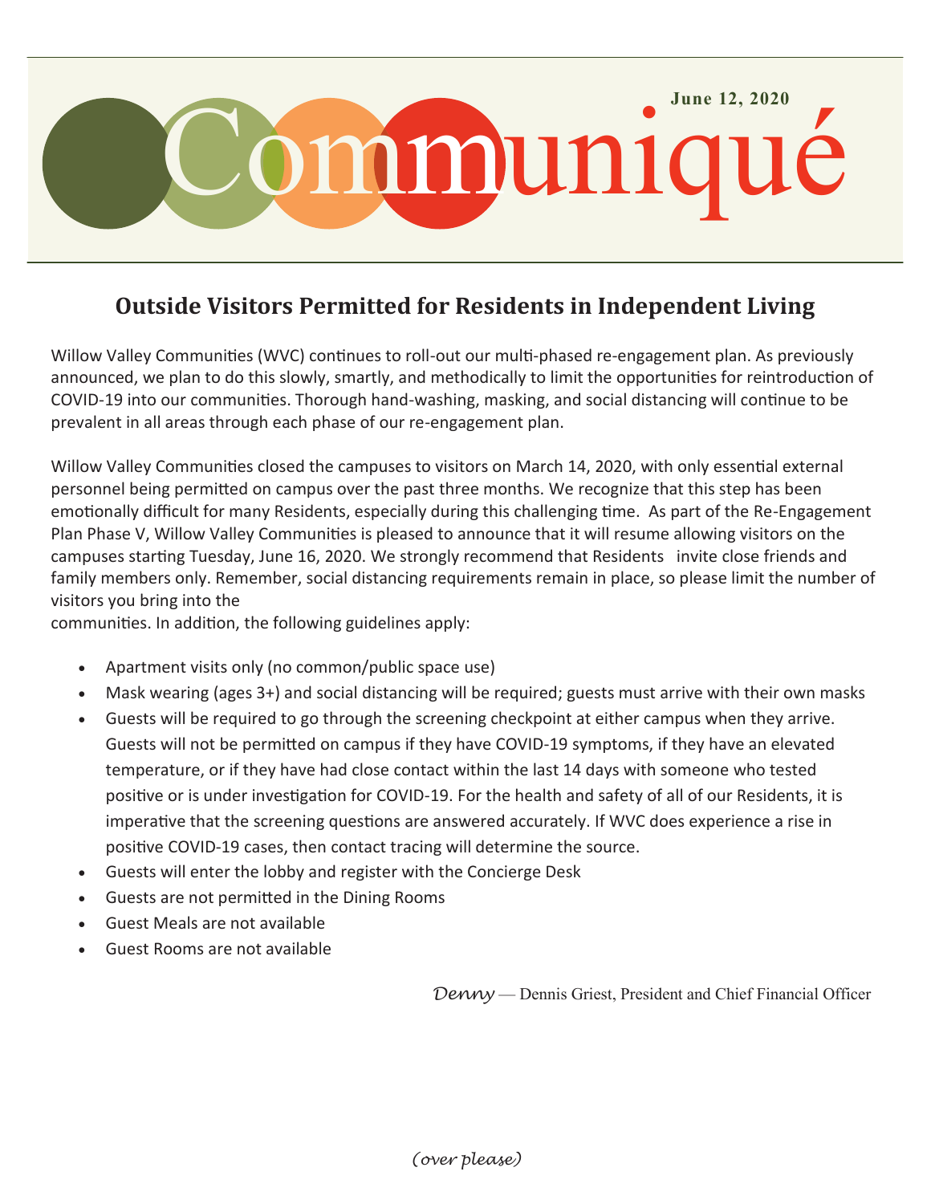# Communiqué

**June 12, 2020**

## Outside Visitors Permitted for Residents in Independent Living

Willow Valley Communities (WVC) continues to roll-out our multi-phased re-engagement plan. As previously announced, we plan to do this slowly, smartly, and methodically to limit the opportunities for reintroduction of COVID-19 into our communities. Thorough hand-washing, masking, and social distancing will continue to be prevalent in all areas through each phase of our re-engagement plan.

Willow Valley Communities closed the campuses to visitors on March 14, 2020, with only essential external personnel being permitted on campus over the past three months. We recognize that this step has been emotionally difficult for many Residents, especially during this challenging time. As part of the Re-Engagement Plan Phase V, Willow Valley Communities is pleased to announce that it will resume allowing visitors on the campuses starting Tuesday, June 16, 2020. We strongly recommend that Residents invite close friends and family members only. Remember, social distancing requirements remain in place, so please limit the number of visitors you bring into the communities. In addition, the following guidelines apply:

- Apartment visits only (no common/public space use)
- Mask wearing (ages 3+) and social distancing will be required; guests must arrive with their own masks
- Guests will be required to go through the screening checkpoint at either campus when they arrive. Guests will not be permitted on campus if they have COVID-19 symptoms, if they have an elevated temperature, or if they have had close contact within the last 14 days with someone who tested positive or is under investigation for COVID-19. For the health and safety of all of our Residents, it is imperative that the screening questions are answered accurately. If WVC does experience a rise in positive COVID-19 cases, then contact tracing will determine the source.
- Guests will enter the lobby and register with the Concierge Desk
- Guests are not permitted in the Dining Rooms
- Guest Meals are not available
- Guest Rooms are not available

*Denny* — Dennis Griest, President and Chief Financial Officer

*(over please)*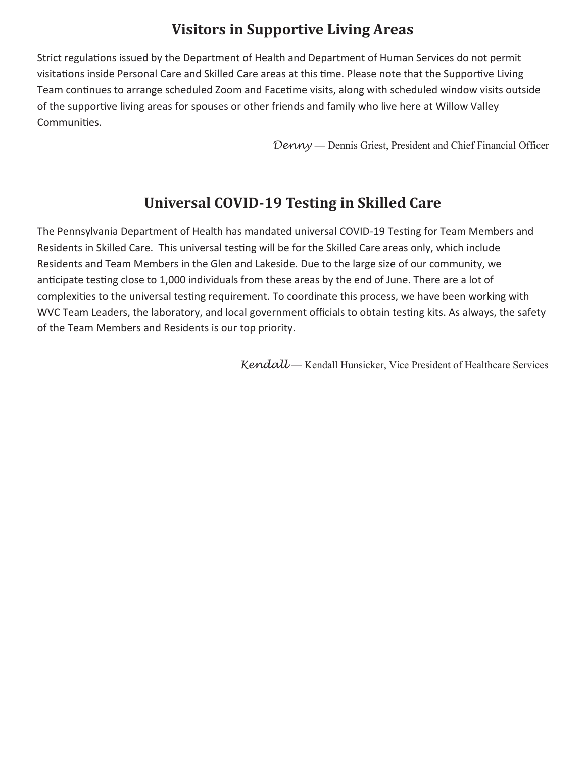## Visitors in Supportive Living Areas

Strict regulations issued by the Department of Health and Department of Human Services do not permit visitations inside Personal Care and Skilled Care areas at this time. Please note that the Supportive Living Team continues to arrange scheduled Zoom and Facetime visits, along with scheduled window visits outside of the supportive living areas for spouses or other friends and family who live here at Willow Valley Communities.

*Denny* — Dennis Griest, President and Chief Financial Officer

## Universal COVID-19 Testing in Skilled Care

The Pennsylvania Department of Health has mandated universal COVID-19 Testing for Team Members and Residents in Skilled Care. This universal testing will be for the Skilled Care areas only, which include Residents and Team Members in the Glen and Lakeside. Due to the large size of our community, we anticipate testing close to 1,000 individuals from these areas by the end of June. There are a lot of complexities to the universal testing requirement. To coordinate this process, we have been working with WVC Team Leaders, the laboratory, and local government officials to obtain testing kits. As always, the safety of the Team Members and Residents is our top priority.

*Kendall* — Kendall Hunsicker, Vice President of Healthcare Services